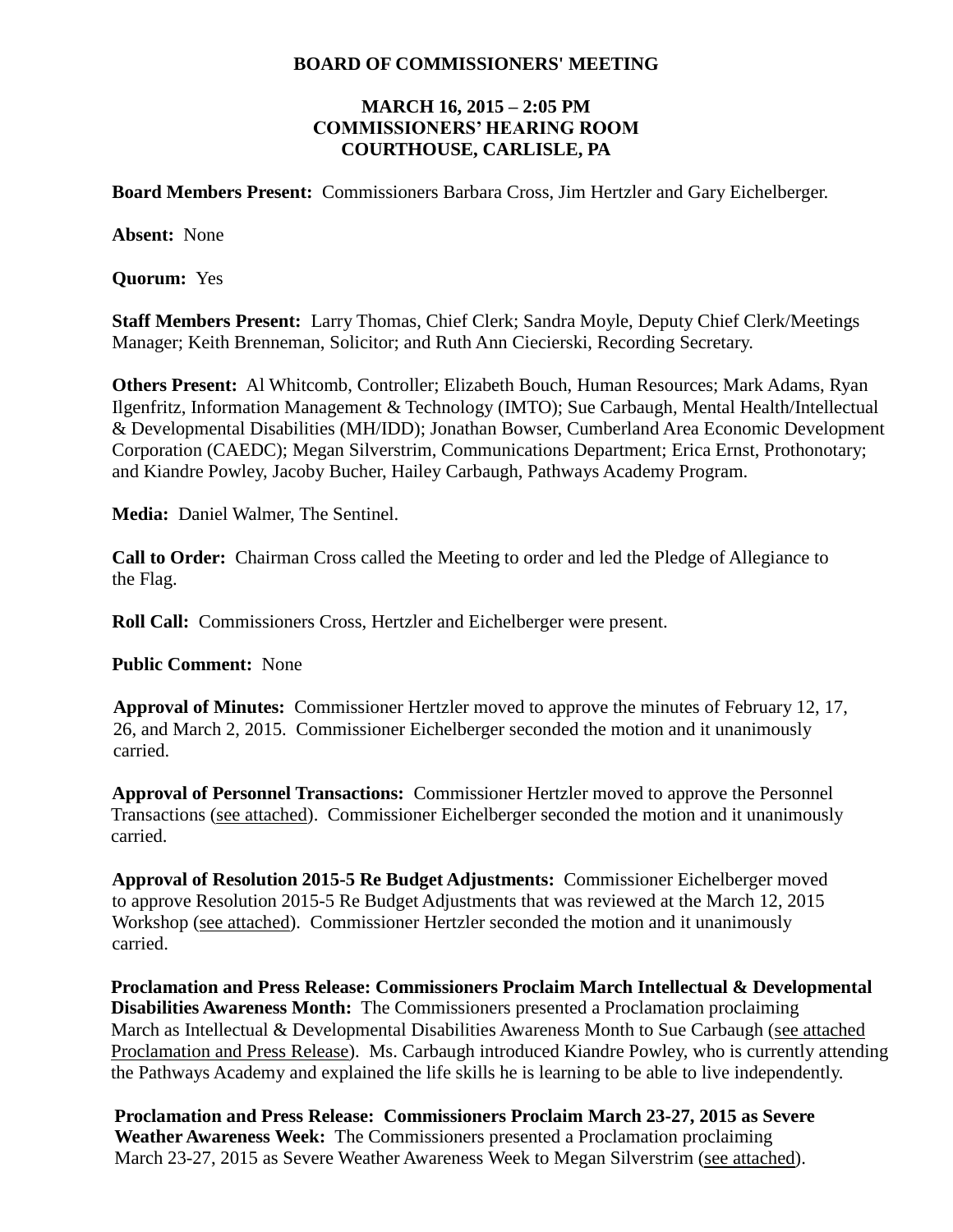# BOARD OF COMMISSIONERS' MEETING

## MARCH 16, 2015 – 2:05 PM
## COMMISSIONERS' HEARING ROOM
## COURTHOUSE, CARLISLE, PA

**Board Members Present:** Commissioners Barbara Cross, Jim Hertzler and Gary Eichelberger.

**Absent:** None

**Quorum:** Yes

**Staff Members Present:** Larry Thomas, Chief Clerk; Sandra Moyle, Deputy Chief Clerk/Meetings Manager; Keith Brenneman, Solicitor; and Ruth Ann Ciecierski, Recording Secretary.

**Others Present:** Al Whitcomb, Controller; Elizabeth Bouch, Human Resources; Mark Adams, Ryan Ilgenfritz, Information Management & Technology (IMTO); Sue Carbaugh, Mental Health/Intellectual & Developmental Disabilities (MH/IDD); Jonathan Bowser, Cumberland Area Economic Development Corporation (CAEDC); Megan Silverstrim, Communications Department; Erica Ernst, Prothonotary; and Kiandre Powley, Jacoby Bucher, Hailey Carbaugh, Pathways Academy Program.

**Media:** Daniel Walmer, The Sentinel.

**Call to Order:** Chairman Cross called the Meeting to order and led the Pledge of Allegiance to the Flag.

**Roll Call:** Commissioners Cross, Hertzler and Eichelberger were present.

**Public Comment:** None

**Approval of Minutes:** Commissioner Hertzler moved to approve the minutes of February 12, 17, 26, and March 2, 2015. Commissioner Eichelberger seconded the motion and it unanimously carried.

**Approval of Personnel Transactions:** Commissioner Hertzler moved to approve the Personnel Transactions (see attached). Commissioner Eichelberger seconded the motion and it unanimously carried.

**Approval of Resolution 2015-5 Re Budget Adjustments:** Commissioner Eichelberger moved to approve Resolution 2015-5 Re Budget Adjustments that was reviewed at the March 12, 2015 Workshop (see attached). Commissioner Hertzler seconded the motion and it unanimously carried.

**Proclamation and Press Release: Commissioners Proclaim March Intellectual & Developmental Disabilities Awareness Month:** The Commissioners presented a Proclamation proclaiming March as Intellectual & Developmental Disabilities Awareness Month to Sue Carbaugh (see attached Proclamation and Press Release). Ms. Carbaugh introduced Kiandre Powley, who is currently attending the Pathways Academy and explained the life skills he is learning to be able to live independently.

**Proclamation and Press Release: Commissioners Proclaim March 23-27, 2015 as Severe Weather Awareness Week:** The Commissioners presented a Proclamation proclaiming March 23-27, 2015 as Severe Weather Awareness Week to Megan Silverstrim (see attached).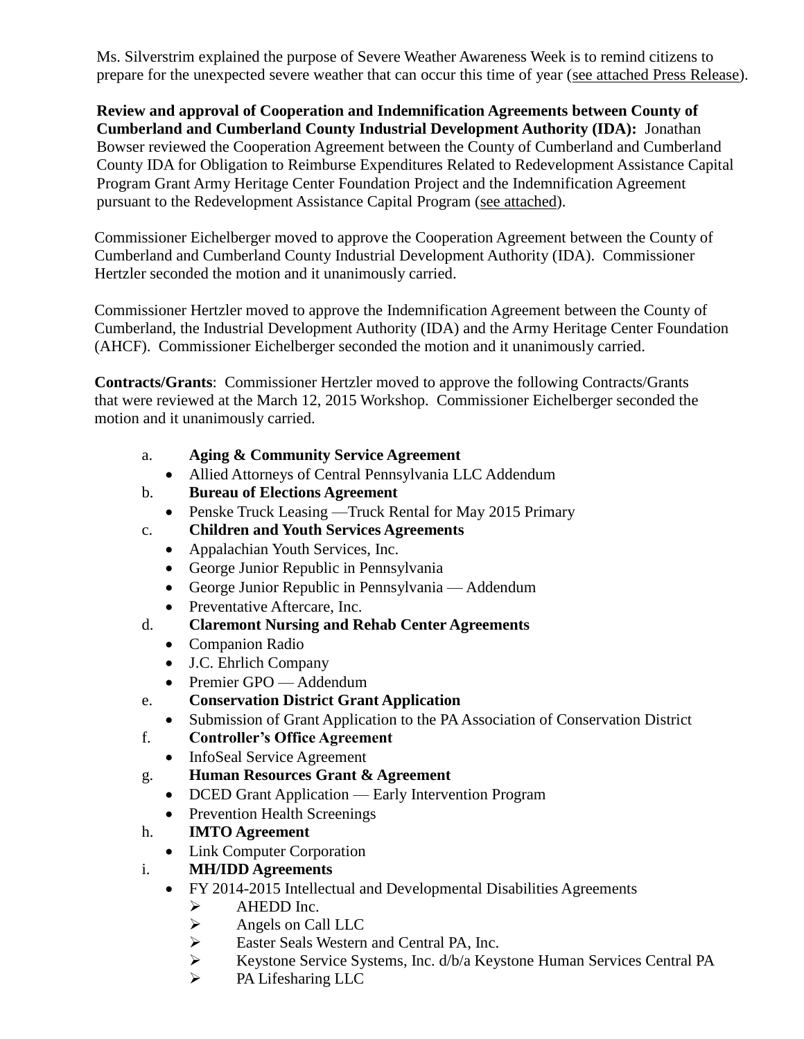Ms. Silverstrim explained the purpose of Severe Weather Awareness Week is to remind citizens to prepare for the unexpected severe weather that can occur this time of year (see attached Press Release).

**Review and approval of Cooperation and Indemnification Agreements between County of Cumberland and Cumberland County Industrial Development Authority (IDA):** Jonathan Bowser reviewed the Cooperation Agreement between the County of Cumberland and Cumberland County IDA for Obligation to Reimburse Expenditures Related to Redevelopment Assistance Capital Program Grant Army Heritage Center Foundation Project and the Indemnification Agreement pursuant to the Redevelopment Assistance Capital Program (see attached).

Commissioner Eichelberger moved to approve the Cooperation Agreement between the County of Cumberland and Cumberland County Industrial Development Authority (IDA). Commissioner Hertzler seconded the motion and it unanimously carried.

Commissioner Hertzler moved to approve the Indemnification Agreement between the County of Cumberland, the Industrial Development Authority (IDA) and the Army Heritage Center Foundation (AHCF). Commissioner Eichelberger seconded the motion and it unanimously carried.

**Contracts/Grants**: Commissioner Hertzler moved to approve the following Contracts/Grants that were reviewed at the March 12, 2015 Workshop. Commissioner Eichelberger seconded the motion and it unanimously carried.

a. **Aging & Community Service Agreement**
   - Allied Attorneys of Central Pennsylvania LLC Addendum

b. **Bureau of Elections Agreement**
   - Penske Truck Leasing —Truck Rental for May 2015 Primary

c. **Children and Youth Services Agreements**
   - Appalachian Youth Services, Inc.
   - George Junior Republic in Pennsylvania
   - George Junior Republic in Pennsylvania — Addendum
   - Preventative Aftercare, Inc.

d. **Claremont Nursing and Rehab Center Agreements**
   - Companion Radio
   - J.C. Ehrlich Company
   - Premier GPO — Addendum

e. **Conservation District Grant Application**
   - Submission of Grant Application to the PA Association of Conservation District

f. **Controller's Office Agreement**
   - InfoSeal Service Agreement

g. **Human Resources Grant & Agreement**
   - DCED Grant Application — Early Intervention Program
   - Prevention Health Screenings

h. **IMTO Agreement**
   - Link Computer Corporation

i. **MH/IDD Agreements**
   - FY 2014-2015 Intellectual and Developmental Disabilities Agreements
     - AHEDD Inc.
     - Angels on Call LLC
     - Easter Seals Western and Central PA, Inc.
     - Keystone Service Systems, Inc. d/b/a Keystone Human Services Central PA
     - PA Lifesharing LLC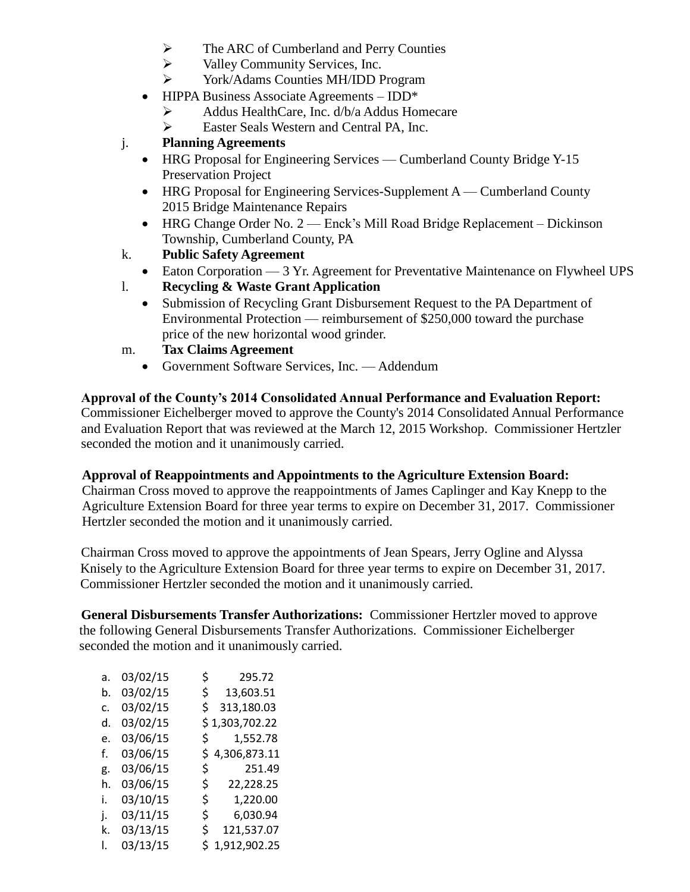- ➢ The ARC of Cumberland and Perry Counties
  - ➢ Valley Community Services, Inc.
  - ➢ York/Adams Counties MH/IDD Program
- HIPPA Business Associate Agreements – IDD*
  - ➢ Addus HealthCare, Inc. d/b/a Addus Homecare
  - ➢ Easter Seals Western and Central PA, Inc.

j. **Planning Agreements**

- HRG Proposal for Engineering Services — Cumberland County Bridge Y-15 Preservation Project
- HRG Proposal for Engineering Services-Supplement A — Cumberland County 2015 Bridge Maintenance Repairs
- HRG Change Order No. 2 — Enck's Mill Road Bridge Replacement – Dickinson Township, Cumberland County, PA

k. **Public Safety Agreement**

- Eaton Corporation — 3 Yr. Agreement for Preventative Maintenance on Flywheel UPS

l. **Recycling & Waste Grant Application**

- Submission of Recycling Grant Disbursement Request to the PA Department of Environmental Protection — reimbursement of $250,000 toward the purchase price of the new horizontal wood grinder.

m. **Tax Claims Agreement**

- Government Software Services, Inc. — Addendum

**Approval of the County's 2014 Consolidated Annual Performance and Evaluation Report:** Commissioner Eichelberger moved to approve the County's 2014 Consolidated Annual Performance and Evaluation Report that was reviewed at the March 12, 2015 Workshop. Commissioner Hertzler seconded the motion and it unanimously carried.

**Approval of Reappointments and Appointments to the Agriculture Extension Board:** Chairman Cross moved to approve the reappointments of James Caplinger and Kay Knepp to the Agriculture Extension Board for three year terms to expire on December 31, 2017. Commissioner Hertzler seconded the motion and it unanimously carried.

Chairman Cross moved to approve the appointments of Jean Spears, Jerry Ogline and Alyssa Knisely to the Agriculture Extension Board for three year terms to expire on December 31, 2017. Commissioner Hertzler seconded the motion and it unanimously carried.

**General Disbursements Transfer Authorizations:** Commissioner Hertzler moved to approve the following General Disbursements Transfer Authorizations. Commissioner Eichelberger seconded the motion and it unanimously carried.

| | | |
|---|---|---|
| a. | 03/02/15 | $ 295.72 |
| b. | 03/02/15 | $ 13,603.51 |
| c. | 03/02/15 | $ 313,180.03 |
| d. | 03/02/15 | $ 1,303,702.22 |
| e. | 03/06/15 | $ 1,552.78 |
| f. | 03/06/15 | $ 4,306,873.11 |
| g. | 03/06/15 | $ 251.49 |
| h. | 03/06/15 | $ 22,228.25 |
| i. | 03/10/15 | $ 1,220.00 |
| j. | 03/11/15 | $ 6,030.94 |
| k. | 03/13/15 | $ 121,537.07 |
| l. | 03/13/15 | $ 1,912,902.25 |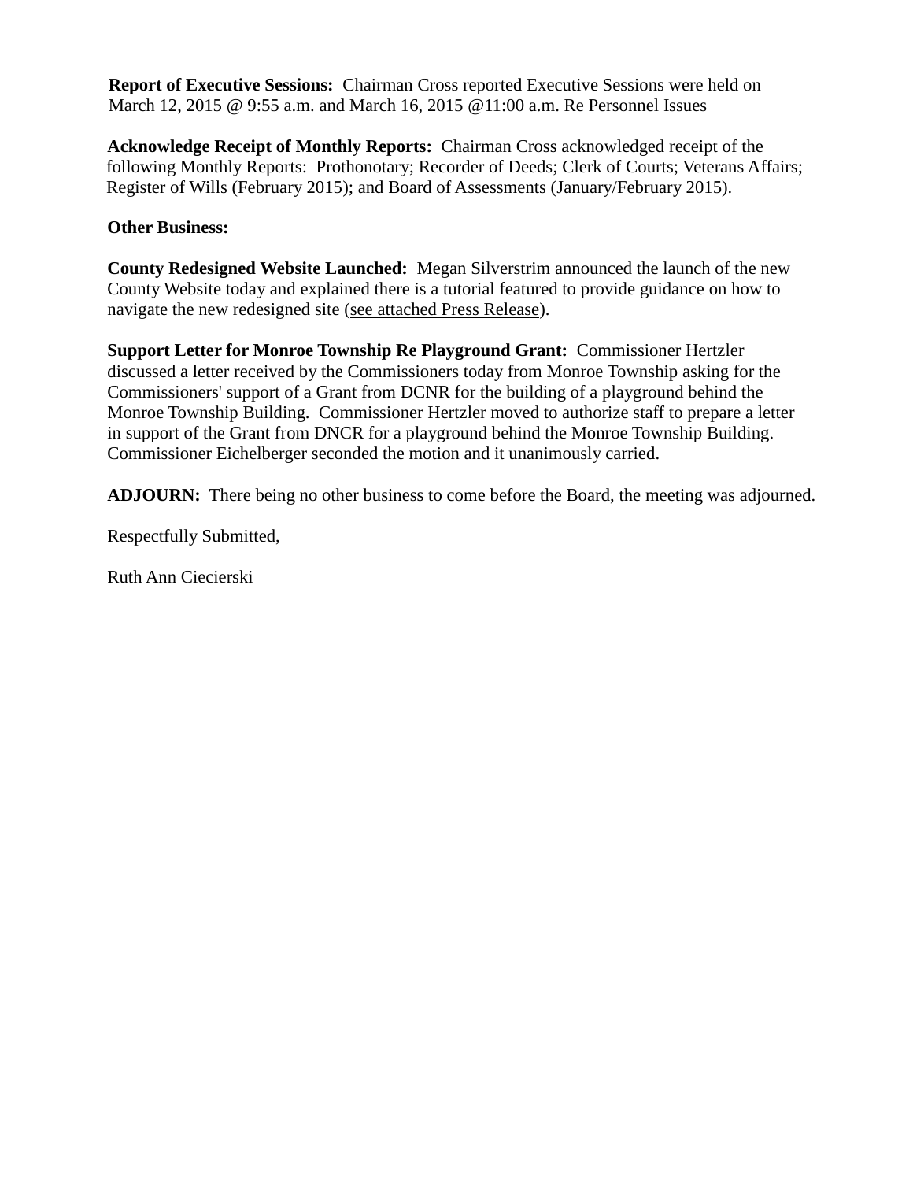**Report of Executive Sessions:** Chairman Cross reported Executive Sessions were held on March 12, 2015 @ 9:55 a.m. and March 16, 2015 @11:00 a.m. Re Personnel Issues

**Acknowledge Receipt of Monthly Reports:** Chairman Cross acknowledged receipt of the following Monthly Reports: Prothonotary; Recorder of Deeds; Clerk of Courts; Veterans Affairs; Register of Wills (February 2015); and Board of Assessments (January/February 2015).

**Other Business:**

**County Redesigned Website Launched:** Megan Silverstrim announced the launch of the new County Website today and explained there is a tutorial featured to provide guidance on how to navigate the new redesigned site (see attached Press Release).

**Support Letter for Monroe Township Re Playground Grant:** Commissioner Hertzler discussed a letter received by the Commissioners today from Monroe Township asking for the Commissioners' support of a Grant from DCNR for the building of a playground behind the Monroe Township Building. Commissioner Hertzler moved to authorize staff to prepare a letter in support of the Grant from DNCR for a playground behind the Monroe Township Building. Commissioner Eichelberger seconded the motion and it unanimously carried.

**ADJOURN:** There being no other business to come before the Board, the meeting was adjourned.

Respectfully Submitted,

Ruth Ann Ciecierski